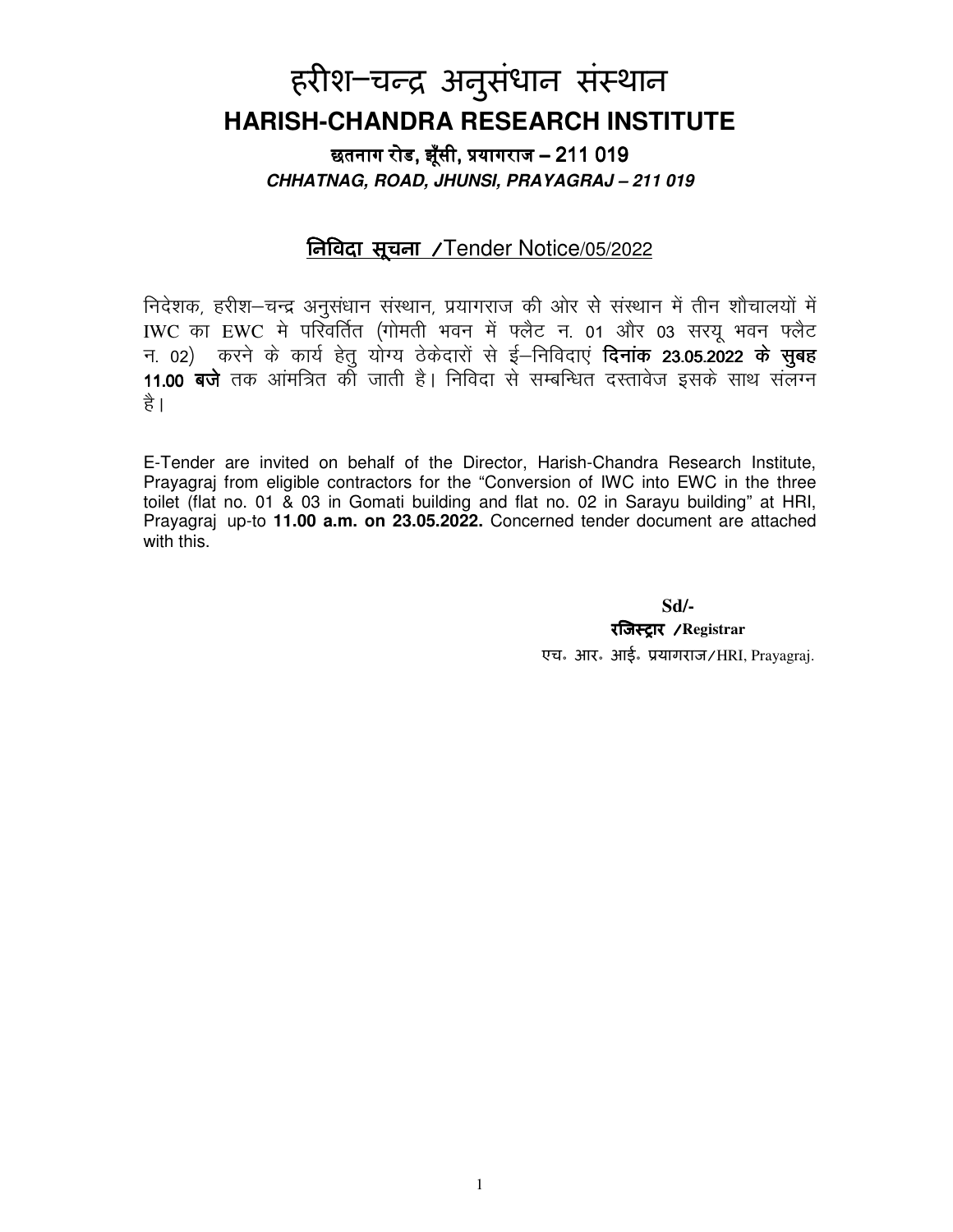# हरीश–चन्द्र अनुसंधान संस्थान

# HARISH-CHANDRA RESEARCH INSTITUTE

**छतनाग रोड, झूँसी, प्रयागराज – 211 019**

***CHHATNAG, ROAD, JHUNSI, PRAYAGRAJ – 211 019***

## निविदा सूचना /Tender Notice/05/2022

निदेशक, हरीश–चन्द्र अनुसंधान संस्थान, प्रयागराज की ओर से संस्थान में तीन शौचालयों में IWC का EWC मे परिवर्तित (गोमती भवन में फ्लैट न. 01 और 03 सरयू भवन फ्लैट न. 02) करने के कार्य हेतु योग्य ठेकेदारों से ई–निविदाएं **दिनांक 23.05.2022 के सुबह 11.00 बजे** तक आंमत्रित की जाती है। निविदा से सम्बन्धित दस्तावेज इसके साथ संलग्न है।

E-Tender are invited on behalf of the Director, Harish-Chandra Research Institute, Prayagraj from eligible contractors for the "Conversion of IWC into EWC in the three toilet (flat no. 01 & 03 in Gomati building and flat no. 02 in Sarayu building" at HRI, Prayagraj up-to **11.00 a.m. on 23.05.2022.** Concerned tender document are attached with this.

**Sd/-**

**रजिस्ट्रार /Registrar**

एच॰ आर॰ आई॰ प्रयागराज/HRI, Prayagraj.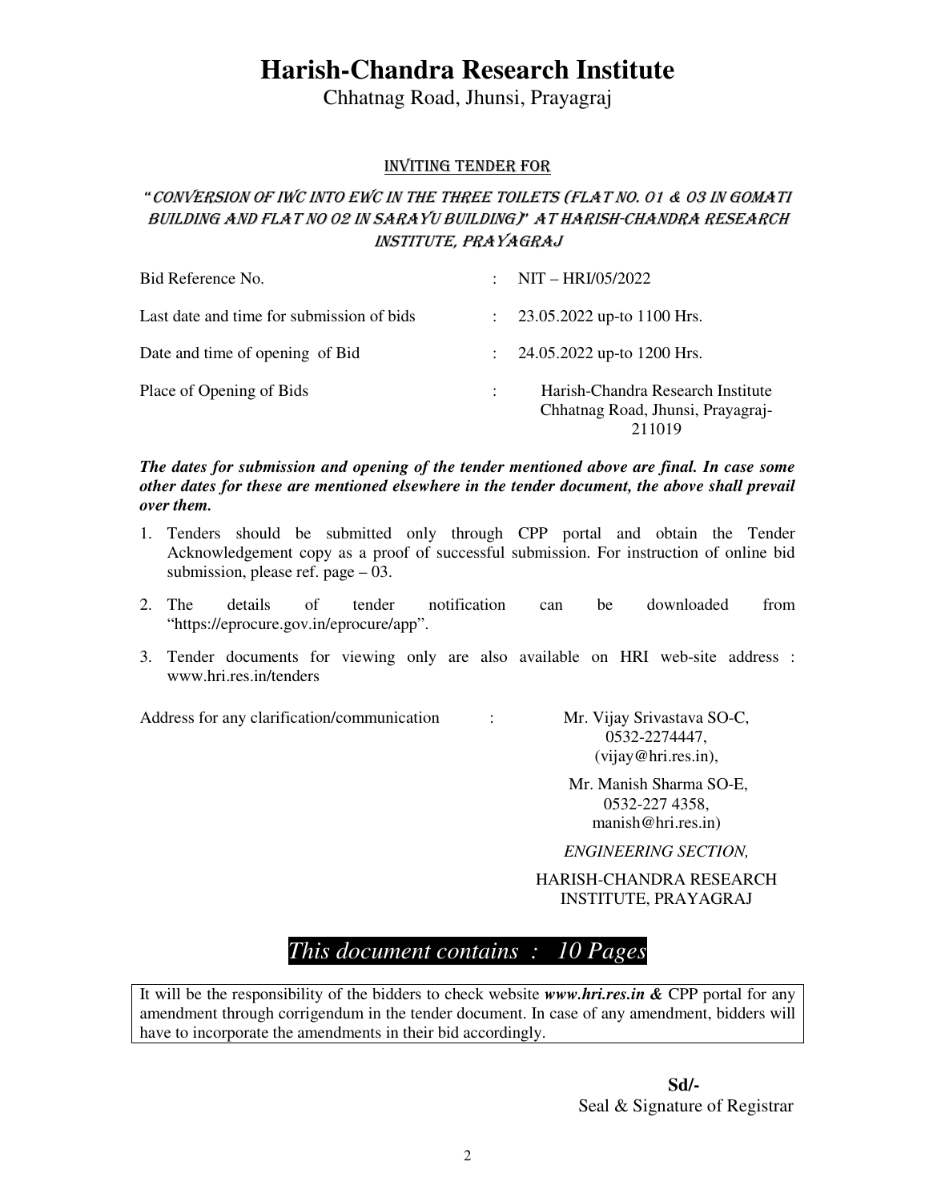# Harish-Chandra Research Institute

Chhatnag Road, Jhunsi, Prayagraj

## INVITING TENDER FOR

### "CONVERSION OF IWC INTO EWC IN THE THREE TOILETS (FLAT NO. 01 & 03 IN GOMATI BUILDING AND FLAT NO 02 IN SARAYU BUILDING)" AT HARISH-CHANDRA RESEARCH INSTITUTE, PRAYAGRAJ

| | | |
|---|---|---|
| Bid Reference No. | : | NIT – HRI/05/2022 |
| Last date and time for submission of bids | : | 23.05.2022 up-to 1100 Hrs. |
| Date and time of opening of Bid | : | 24.05.2022 up-to 1200 Hrs. |
| Place of Opening of Bids | : | Harish-Chandra Research Institute Chhatnag Road, Jhunsi, Prayagraj-211019 |

***The dates for submission and opening of the tender mentioned above are final. In case some other dates for these are mentioned elsewhere in the tender document, the above shall prevail over them.***

1. Tenders should be submitted only through CPP portal and obtain the Tender Acknowledgement copy as a proof of successful submission. For instruction of online bid submission, please ref. page – 03.
2. The details of tender notification can be downloaded from "https://eprocure.gov.in/eprocure/app".
3. Tender documents for viewing only are also available on HRI web-site address : www.hri.res.in/tenders

Address for any clarification/communication :

Mr. Vijay Srivastava SO-C,
0532-2274447,
(vijay@hri.res.in),

Mr. Manish Sharma SO-E,
0532-227 4358,
manish@hri.res.in)

*ENGINEERING SECTION,*

HARISH-CHANDRA RESEARCH INSTITUTE, PRAYAGRAJ

*This document contains : 10 Pages*

It will be the responsibility of the bidders to check website ***www.hri.res.in &*** CPP portal for any amendment through corrigendum in the tender document. In case of any amendment, bidders will have to incorporate the amendments in their bid accordingly.

**Sd/-**
Seal & Signature of Registrar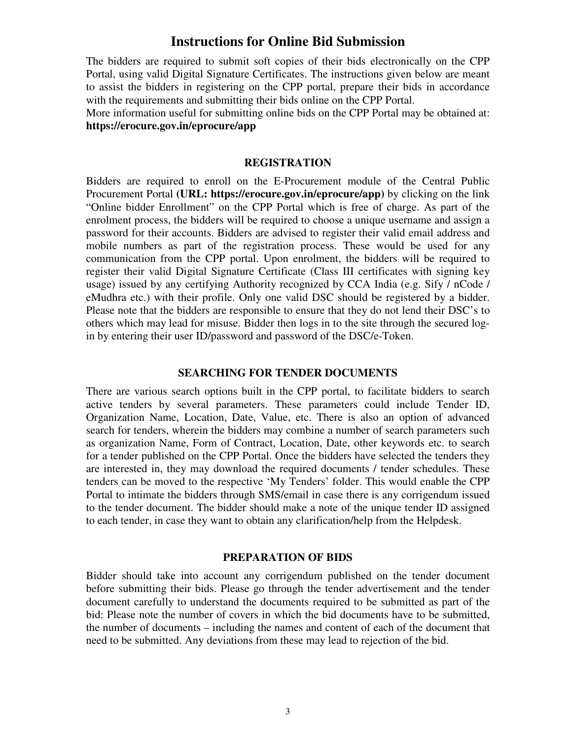# Instructions for Online Bid Submission

The bidders are required to submit soft copies of their bids electronically on the CPP Portal, using valid Digital Signature Certificates. The instructions given below are meant to assist the bidders in registering on the CPP portal, prepare their bids in accordance with the requirements and submitting their bids online on the CPP Portal.

More information useful for submitting online bids on the CPP Portal may be obtained at: **https://erocure.gov.in/eprocure/app**

## REGISTRATION

Bidders are required to enroll on the E-Procurement module of the Central Public Procurement Portal **(URL: https://erocure.gov.in/eprocure/app)** by clicking on the link "Online bidder Enrollment" on the CPP Portal which is free of charge. As part of the enrolment process, the bidders will be required to choose a unique username and assign a password for their accounts. Bidders are advised to register their valid email address and mobile numbers as part of the registration process. These would be used for any communication from the CPP portal. Upon enrolment, the bidders will be required to register their valid Digital Signature Certificate (Class III certificates with signing key usage) issued by any certifying Authority recognized by CCA India (e.g. Sify / nCode / eMudhra etc.) with their profile. Only one valid DSC should be registered by a bidder. Please note that the bidders are responsible to ensure that they do not lend their DSC's to others which may lead for misuse. Bidder then logs in to the site through the secured log-in by entering their user ID/password and password of the DSC/e-Token.

## SEARCHING FOR TENDER DOCUMENTS

There are various search options built in the CPP portal, to facilitate bidders to search active tenders by several parameters. These parameters could include Tender ID, Organization Name, Location, Date, Value, etc. There is also an option of advanced search for tenders, wherein the bidders may combine a number of search parameters such as organization Name, Form of Contract, Location, Date, other keywords etc. to search for a tender published on the CPP Portal. Once the bidders have selected the tenders they are interested in, they may download the required documents / tender schedules. These tenders can be moved to the respective 'My Tenders' folder. This would enable the CPP Portal to intimate the bidders through SMS/email in case there is any corrigendum issued to the tender document. The bidder should make a note of the unique tender ID assigned to each tender, in case they want to obtain any clarification/help from the Helpdesk.

## PREPARATION OF BIDS

Bidder should take into account any corrigendum published on the tender document before submitting their bids. Please go through the tender advertisement and the tender document carefully to understand the documents required to be submitted as part of the bid: Please note the number of covers in which the bid documents have to be submitted, the number of documents – including the names and content of each of the document that need to be submitted. Any deviations from these may lead to rejection of the bid.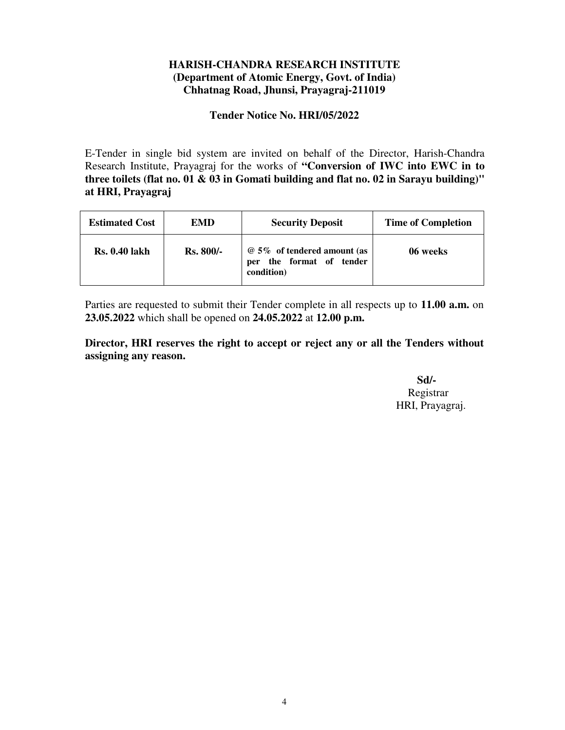**HARISH-CHANDRA RESEARCH INSTITUTE**
**(Department of Atomic Energy, Govt. of India)**
**Chhatnag Road, Jhunsi, Prayagraj-211019**

**Tender Notice No. HRI/05/2022**

E-Tender in single bid system are invited on behalf of the Director, Harish-Chandra Research Institute, Prayagraj for the works of **"Conversion of IWC into EWC in to three toilets (flat no. 01 & 03 in Gomati building and flat no. 02 in Sarayu building)" at HRI, Prayagraj**

| Estimated Cost | EMD | Security Deposit | Time of Completion |
|---|---|---|---|
| **Rs. 0.40 lakh** | **Rs. 800/-** | **@ 5% of tendered amount (as per the format of tender condition)** | **06 weeks** |

Parties are requested to submit their Tender complete in all respects up to **11.00 a.m.** on **23.05.2022** which shall be opened on **24.05.2022** at **12.00 p.m.**

**Director, HRI reserves the right to accept or reject any or all the Tenders without assigning any reason.**

**Sd/-**
Registrar
HRI, Prayagraj.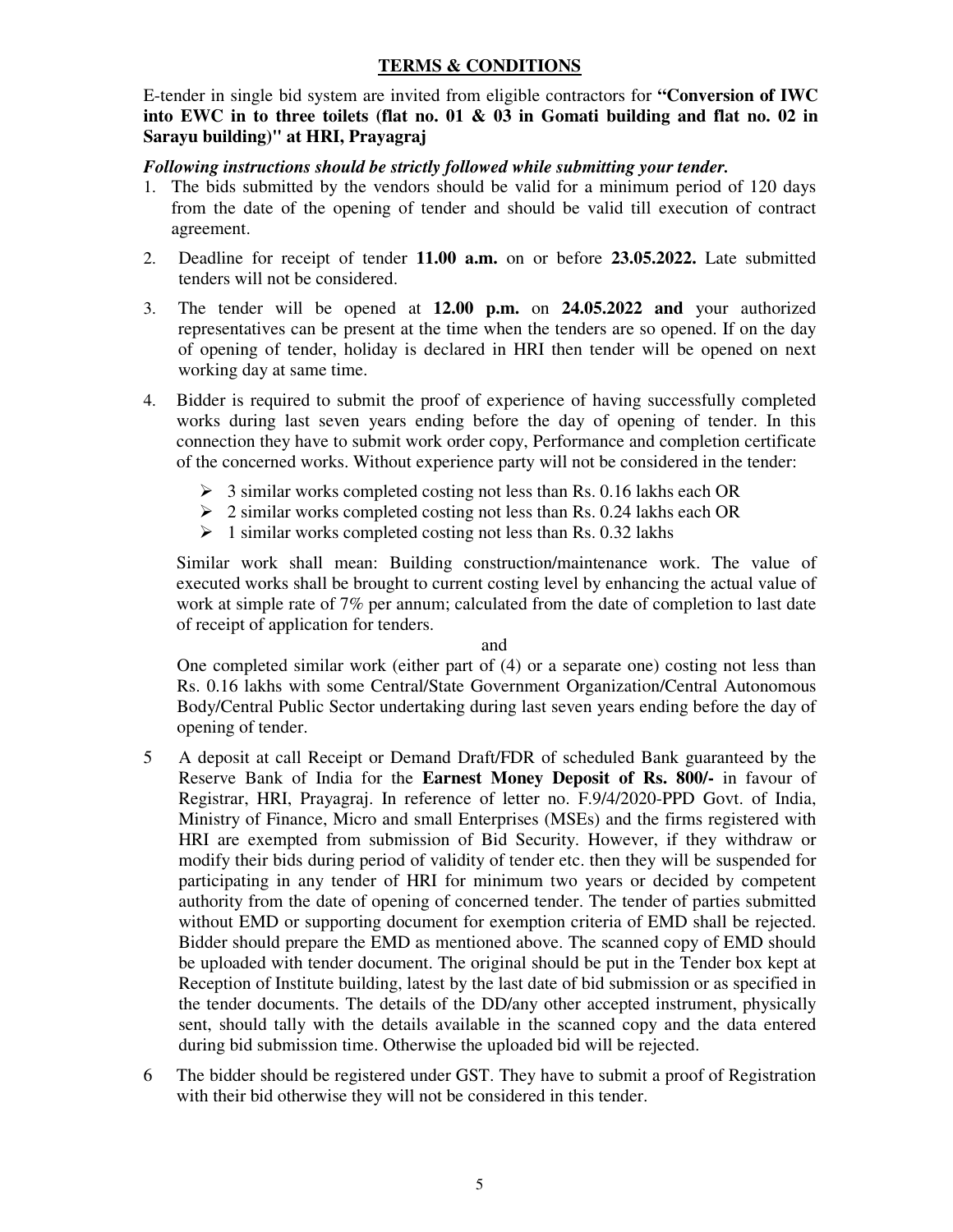## TERMS & CONDITIONS

E-tender in single bid system are invited from eligible contractors for **"Conversion of IWC into EWC in to three toilets (flat no. 01 & 03 in Gomati building and flat no. 02 in Sarayu building)" at HRI, Prayagraj**

***Following instructions should be strictly followed while submitting your tender.***

1. The bids submitted by the vendors should be valid for a minimum period of 120 days from the date of the opening of tender and should be valid till execution of contract agreement.
2. Deadline for receipt of tender **11.00 a.m.** on or before **23.05.2022.** Late submitted tenders will not be considered.
3. The tender will be opened at **12.00 p.m.** on **24.05.2022 and** your authorized representatives can be present at the time when the tenders are so opened. If on the day of opening of tender, holiday is declared in HRI then tender will be opened on next working day at same time.
4. Bidder is required to submit the proof of experience of having successfully completed works during last seven years ending before the day of opening of tender. In this connection they have to submit work order copy, Performance and completion certificate of the concerned works. Without experience party will not be considered in the tender:
   - 3 similar works completed costing not less than Rs. 0.16 lakhs each OR
   - 2 similar works completed costing not less than Rs. 0.24 lakhs each OR
   - 1 similar works completed costing not less than Rs. 0.32 lakhs

   Similar work shall mean: Building construction/maintenance work. The value of executed works shall be brought to current costing level by enhancing the actual value of work at simple rate of 7% per annum; calculated from the date of completion to last date of receipt of application for tenders.

   and

   One completed similar work (either part of (4) or a separate one) costing not less than Rs. 0.16 lakhs with some Central/State Government Organization/Central Autonomous Body/Central Public Sector undertaking during last seven years ending before the day of opening of tender.
5. A deposit at call Receipt or Demand Draft/FDR of scheduled Bank guaranteed by the Reserve Bank of India for the **Earnest Money Deposit of Rs. 800/-** in favour of Registrar, HRI, Prayagraj. In reference of letter no. F.9/4/2020-PPD Govt. of India, Ministry of Finance, Micro and small Enterprises (MSEs) and the firms registered with HRI are exempted from submission of Bid Security. However, if they withdraw or modify their bids during period of validity of tender etc. then they will be suspended for participating in any tender of HRI for minimum two years or decided by competent authority from the date of opening of concerned tender. The tender of parties submitted without EMD or supporting document for exemption criteria of EMD shall be rejected. Bidder should prepare the EMD as mentioned above. The scanned copy of EMD should be uploaded with tender document. The original should be put in the Tender box kept at Reception of Institute building, latest by the last date of bid submission or as specified in the tender documents. The details of the DD/any other accepted instrument, physically sent, should tally with the details available in the scanned copy and the data entered during bid submission time. Otherwise the uploaded bid will be rejected.
6. The bidder should be registered under GST. They have to submit a proof of Registration with their bid otherwise they will not be considered in this tender.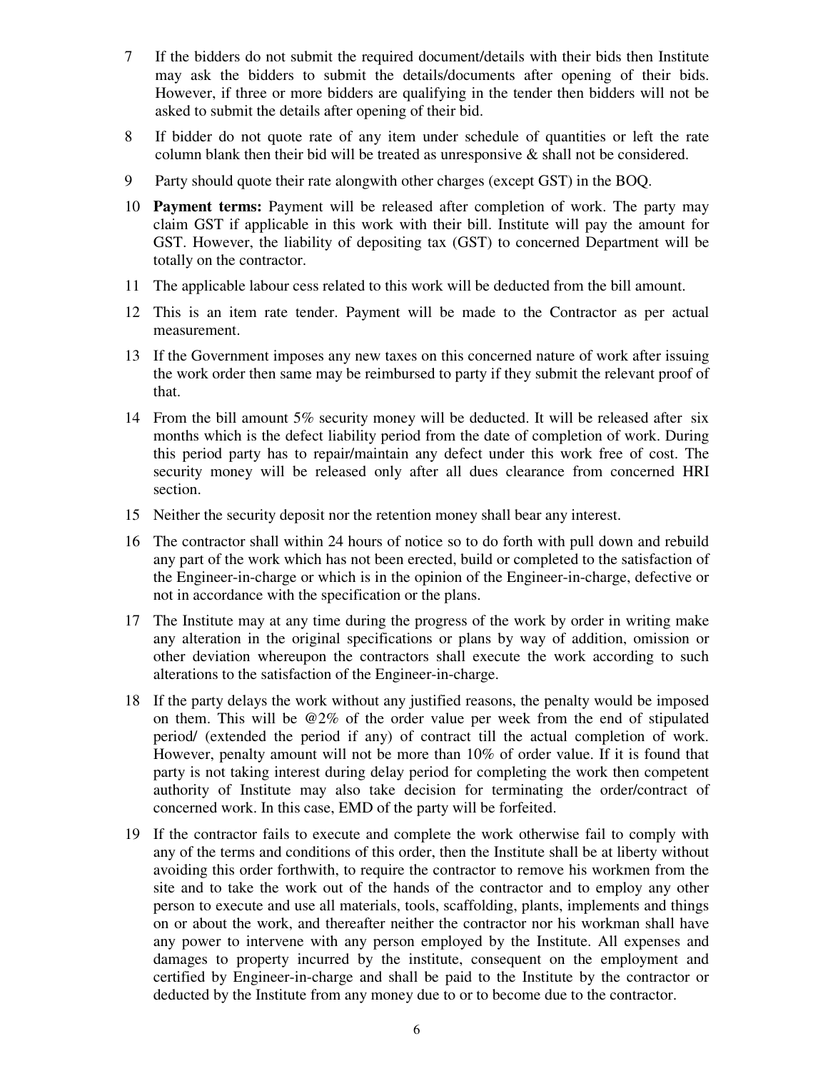7. If the bidders do not submit the required document/details with their bids then Institute may ask the bidders to submit the details/documents after opening of their bids. However, if three or more bidders are qualifying in the tender then bidders will not be asked to submit the details after opening of their bid.

8. If bidder do not quote rate of any item under schedule of quantities or left the rate column blank then their bid will be treated as unresponsive & shall not be considered.

9. Party should quote their rate alongwith other charges (except GST) in the BOQ.

10. **Payment terms:** Payment will be released after completion of work. The party may claim GST if applicable in this work with their bill. Institute will pay the amount for GST. However, the liability of depositing tax (GST) to concerned Department will be totally on the contractor.

11. The applicable labour cess related to this work will be deducted from the bill amount.

12. This is an item rate tender. Payment will be made to the Contractor as per actual measurement.

13. If the Government imposes any new taxes on this concerned nature of work after issuing the work order then same may be reimbursed to party if they submit the relevant proof of that.

14. From the bill amount 5% security money will be deducted. It will be released after six months which is the defect liability period from the date of completion of work. During this period party has to repair/maintain any defect under this work free of cost. The security money will be released only after all dues clearance from concerned HRI section.

15. Neither the security deposit nor the retention money shall bear any interest.

16. The contractor shall within 24 hours of notice so to do forth with pull down and rebuild any part of the work which has not been erected, build or completed to the satisfaction of the Engineer-in-charge or which is in the opinion of the Engineer-in-charge, defective or not in accordance with the specification or the plans.

17. The Institute may at any time during the progress of the work by order in writing make any alteration in the original specifications or plans by way of addition, omission or other deviation whereupon the contractors shall execute the work according to such alterations to the satisfaction of the Engineer-in-charge.

18. If the party delays the work without any justified reasons, the penalty would be imposed on them. This will be @2% of the order value per week from the end of stipulated period/ (extended the period if any) of contract till the actual completion of work. However, penalty amount will not be more than 10% of order value. If it is found that party is not taking interest during delay period for completing the work then competent authority of Institute may also take decision for terminating the order/contract of concerned work. In this case, EMD of the party will be forfeited.

19. If the contractor fails to execute and complete the work otherwise fail to comply with any of the terms and conditions of this order, then the Institute shall be at liberty without avoiding this order forthwith, to require the contractor to remove his workmen from the site and to take the work out of the hands of the contractor and to employ any other person to execute and use all materials, tools, scaffolding, plants, implements and things on or about the work, and thereafter neither the contractor nor his workman shall have any power to intervene with any person employed by the Institute. All expenses and damages to property incurred by the institute, consequent on the employment and certified by Engineer-in-charge and shall be paid to the Institute by the contractor or deducted by the Institute from any money due to or to become due to the contractor.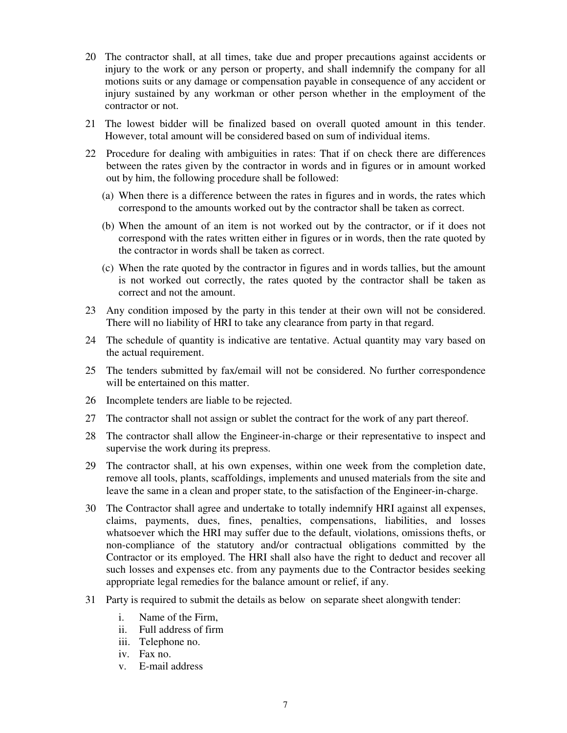20 The contractor shall, at all times, take due and proper precautions against accidents or injury to the work or any person or property, and shall indemnify the company for all motions suits or any damage or compensation payable in consequence of any accident or injury sustained by any workman or other person whether in the employment of the contractor or not.

21 The lowest bidder will be finalized based on overall quoted amount in this tender. However, total amount will be considered based on sum of individual items.

22 Procedure for dealing with ambiguities in rates: That if on check there are differences between the rates given by the contractor in words and in figures or in amount worked out by him, the following procedure shall be followed:

   (a) When there is a difference between the rates in figures and in words, the rates which correspond to the amounts worked out by the contractor shall be taken as correct.

   (b) When the amount of an item is not worked out by the contractor, or if it does not correspond with the rates written either in figures or in words, then the rate quoted by the contractor in words shall be taken as correct.

   (c) When the rate quoted by the contractor in figures and in words tallies, but the amount is not worked out correctly, the rates quoted by the contractor shall be taken as correct and not the amount.

23 Any condition imposed by the party in this tender at their own will not be considered. There will no liability of HRI to take any clearance from party in that regard.

24 The schedule of quantity is indicative are tentative. Actual quantity may vary based on the actual requirement.

25 The tenders submitted by fax/email will not be considered. No further correspondence will be entertained on this matter.

26 Incomplete tenders are liable to be rejected.

27 The contractor shall not assign or sublet the contract for the work of any part thereof.

28 The contractor shall allow the Engineer-in-charge or their representative to inspect and supervise the work during its prepress.

29 The contractor shall, at his own expenses, within one week from the completion date, remove all tools, plants, scaffoldings, implements and unused materials from the site and leave the same in a clean and proper state, to the satisfaction of the Engineer-in-charge.

30 The Contractor shall agree and undertake to totally indemnify HRI against all expenses, claims, payments, dues, fines, penalties, compensations, liabilities, and losses whatsoever which the HRI may suffer due to the default, violations, omissions thefts, or non-compliance of the statutory and/or contractual obligations committed by the Contractor or its employed. The HRI shall also have the right to deduct and recover all such losses and expenses etc. from any payments due to the Contractor besides seeking appropriate legal remedies for the balance amount or relief, if any.

31 Party is required to submit the details as below on separate sheet alongwith tender:

   i. Name of the Firm,
   ii. Full address of firm
   iii. Telephone no.
   iv. Fax no.
   v. E-mail address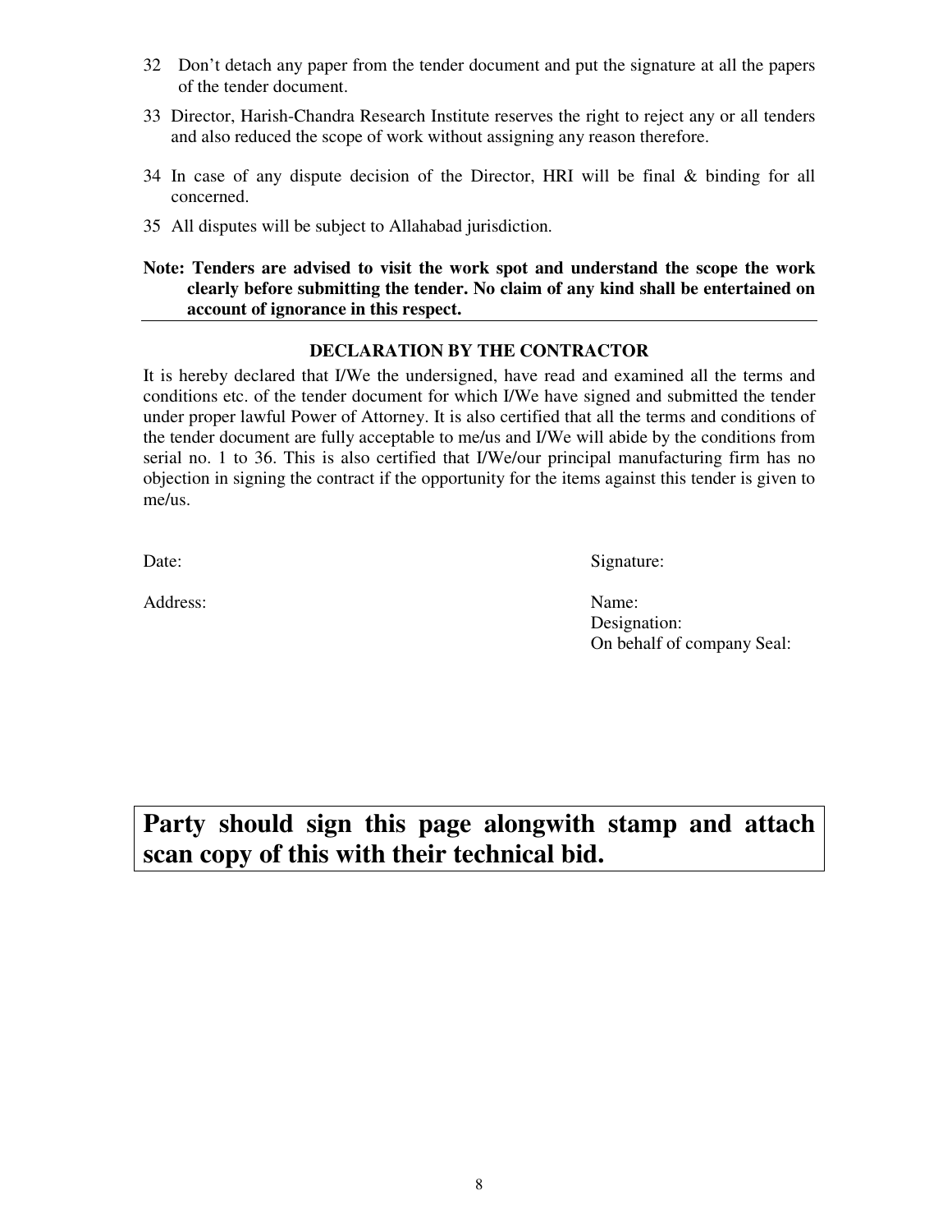32 Don't detach any paper from the tender document and put the signature at all the papers of the tender document.

33 Director, Harish-Chandra Research Institute reserves the right to reject any or all tenders and also reduced the scope of work without assigning any reason therefore.

34 In case of any dispute decision of the Director, HRI will be final & binding for all concerned.

35 All disputes will be subject to Allahabad jurisdiction.

**Note: Tenders are advised to visit the work spot and understand the scope the work clearly before submitting the tender. No claim of any kind shall be entertained on account of ignorance in this respect.**

---

**DECLARATION BY THE CONTRACTOR**

It is hereby declared that I/We the undersigned, have read and examined all the terms and conditions etc. of the tender document for which I/We have signed and submitted the tender under proper lawful Power of Attorney. It is also certified that all the terms and conditions of the tender document are fully acceptable to me/us and I/We will abide by the conditions from serial no. 1 to 36. This is also certified that I/We/our principal manufacturing firm has no objection in signing the contract if the opportunity for the items against this tender is given to me/us.

Date:

Signature:

Address:

Name:
Designation:
On behalf of company Seal:

**Party should sign this page alongwith stamp and attach scan copy of this with their technical bid.**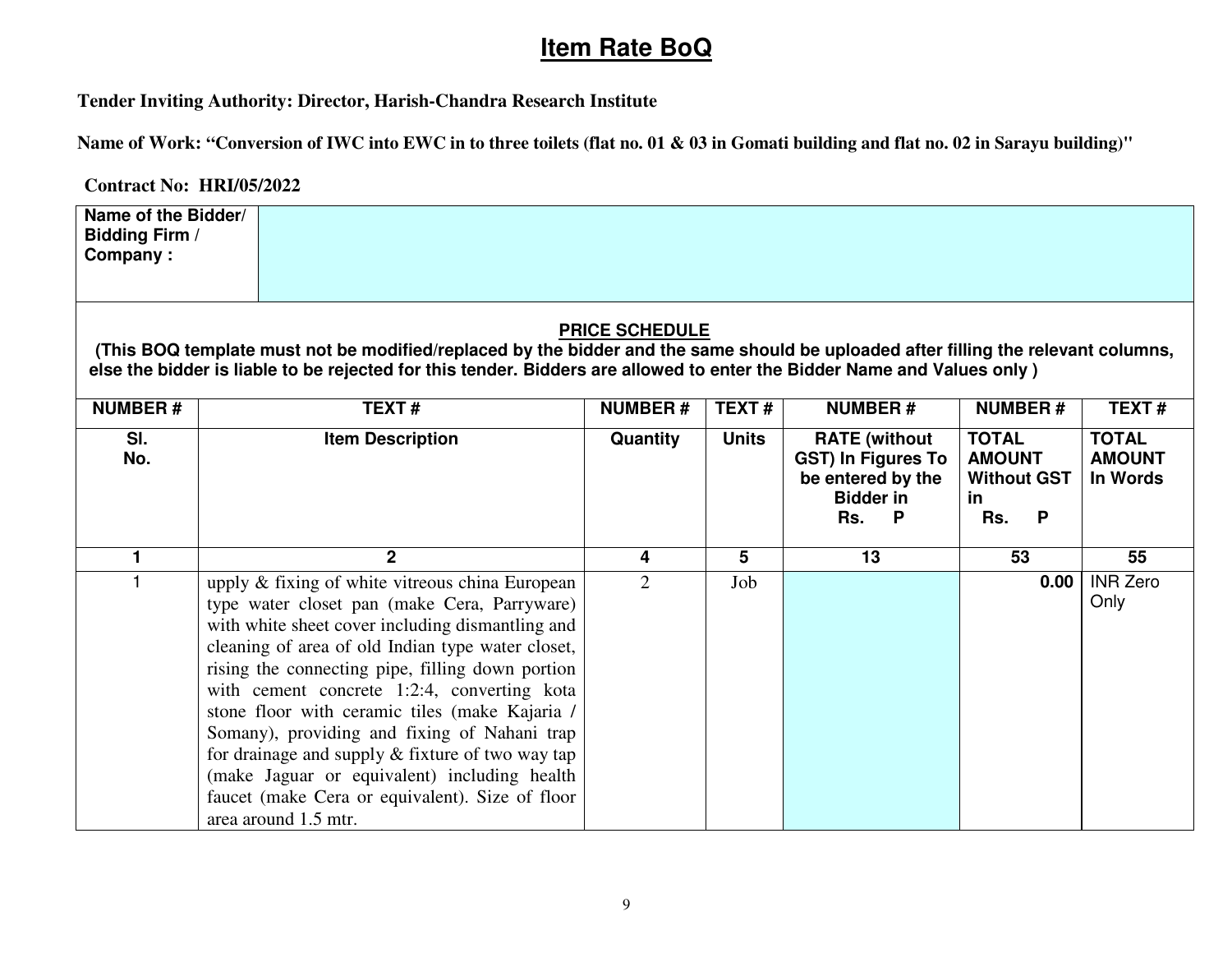# Item Rate BoQ

**Tender Inviting Authority: Director, Harish-Chandra Research Institute**

**Name of Work: "Conversion of IWC into EWC in to three toilets (flat no. 01 & 03 in Gomati building and flat no. 02 in Sarayu building)"**

**Contract No: HRI/05/2022**

| **Name of the Bidder/ Bidding Firm / Company :** | |
|---|---|

**PRICE SCHEDULE**

**(This BOQ template must not be modified/replaced by the bidder and the same should be uploaded after filling the relevant columns, else the bidder is liable to be rejected for this tender. Bidders are allowed to enter the Bidder Name and Values only )**

| NUMBER # | TEXT # | NUMBER # | TEXT # | NUMBER # | NUMBER # | TEXT # |
|---|---|---|---|---|---|---|
| **Sl. No.** | **Item Description** | **Quantity** | **Units** | **RATE (without GST) In Figures To be entered by the Bidder in Rs. P** | **TOTAL AMOUNT Without GST in Rs. P** | **TOTAL AMOUNT In Words** |
| **1** | **2** | **4** | **5** | **13** | **53** | **55** |
| 1 | upply & fixing of white vitreous china European type water closet pan (make Cera, Parryware) with white sheet cover including dismantling and cleaning of area of old Indian type water closet, rising the connecting pipe, filling down portion with cement concrete 1:2:4, converting kota stone floor with ceramic tiles (make Kajaria / Somany), providing and fixing of Nahani trap for drainage and supply & fixture of two way tap (make Jaguar or equivalent) including health faucet (make Cera or equivalent). Size of floor area around 1.5 mtr. | 2 | Job | | **0.00** | INR Zero Only |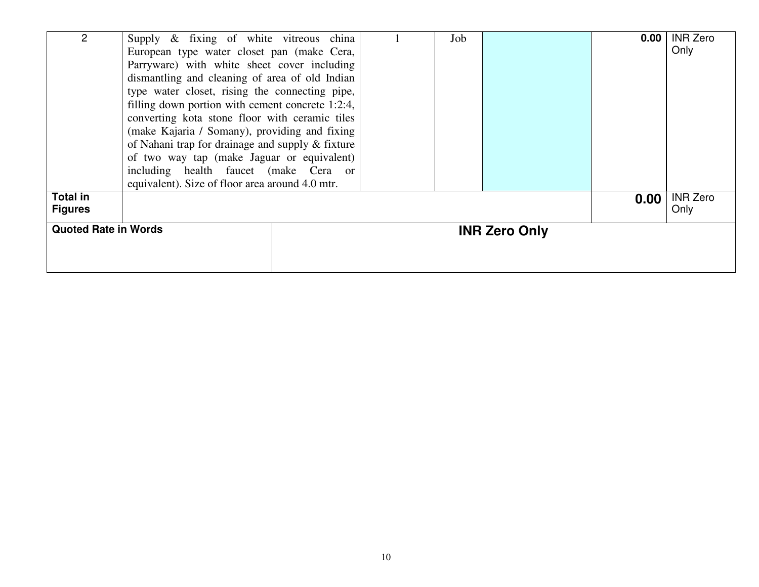| | | | | | | |
|---|---|---|---|---|---|---|
| 2 | Supply & fixing of white vitreous china European type water closet pan (make Cera, Parryware) with white sheet cover including dismantling and cleaning of area of old Indian type water closet, rising the connecting pipe, filling down portion with cement concrete 1:2:4, converting kota stone floor with ceramic tiles (make Kajaria / Somany), providing and fixing of Nahani trap for drainage and supply & fixture of two way tap (make Jaguar or equivalent) including health faucet (make Cera or equivalent). Size of floor area around 4.0 mtr. | 1 | Job | | **0.00** | INR Zero Only |
| **Total in Figures** | | | | | **0.00** | INR Zero Only |
| **Quoted Rate in Words** | **INR Zero Only** | | | | | |